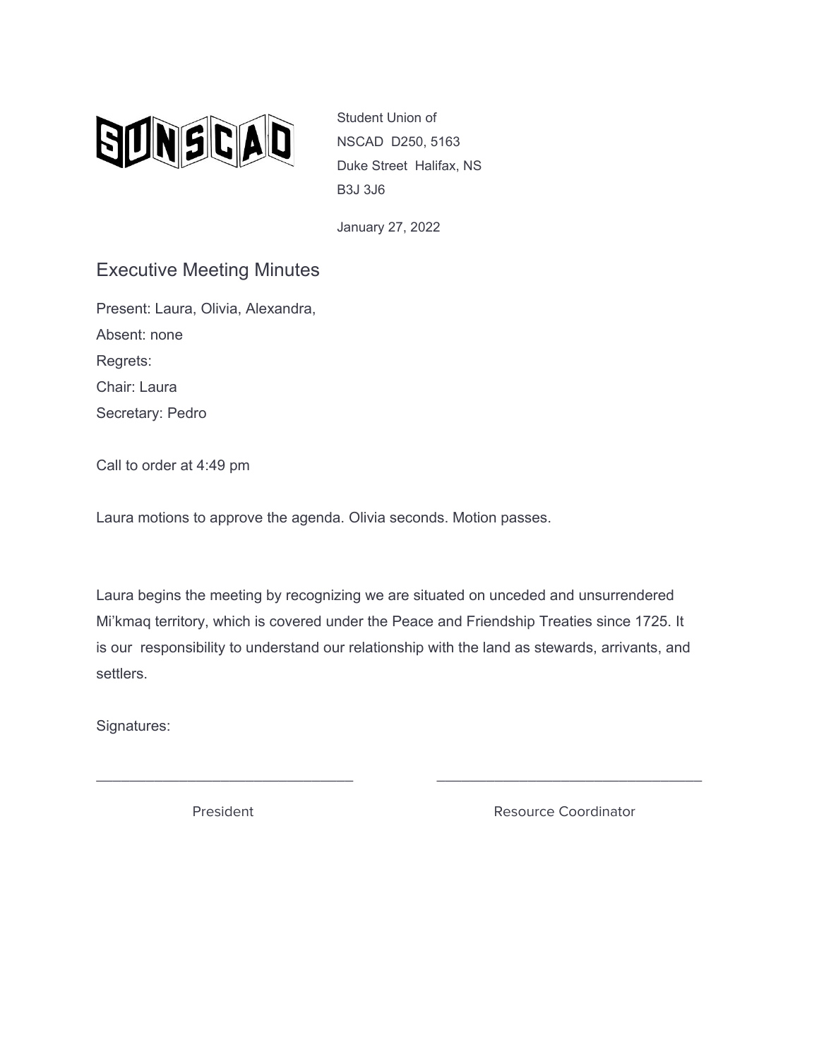SUNSCAD

Student Union of NSCAD D250, 5163 Duke Street Halifax, NS B3J 3J6

January 27, 2022

# Executive Meeting Minutes

Present: Laura, Olivia, Alexandra,

Absent: none

Regrets:

Chair: Laura

Secretary: Pedro

Call to order at 4:49 pm

Laura motions to approve the agenda. Olivia seconds. Motion passes.

Laura begins the meeting by recognizing we are situated on unceded and unsurrendered Mi'kmaq territory, which is covered under the Peace and Friendship Treaties since 1725. It is our responsibility to understand our relationship with the land as stewards, arrivants, and settlers.

Signatures:

\_\_\_\_\_\_\_\_\_\_\_\_\_\_\_\_\_\_\_\_\_\_\_\_\_\_\_\_\_\_\_\_ \_\_\_\_\_\_\_\_\_\_\_\_\_\_\_\_\_\_\_\_\_\_\_\_\_\_\_\_\_\_\_\_

President Resource Coordinator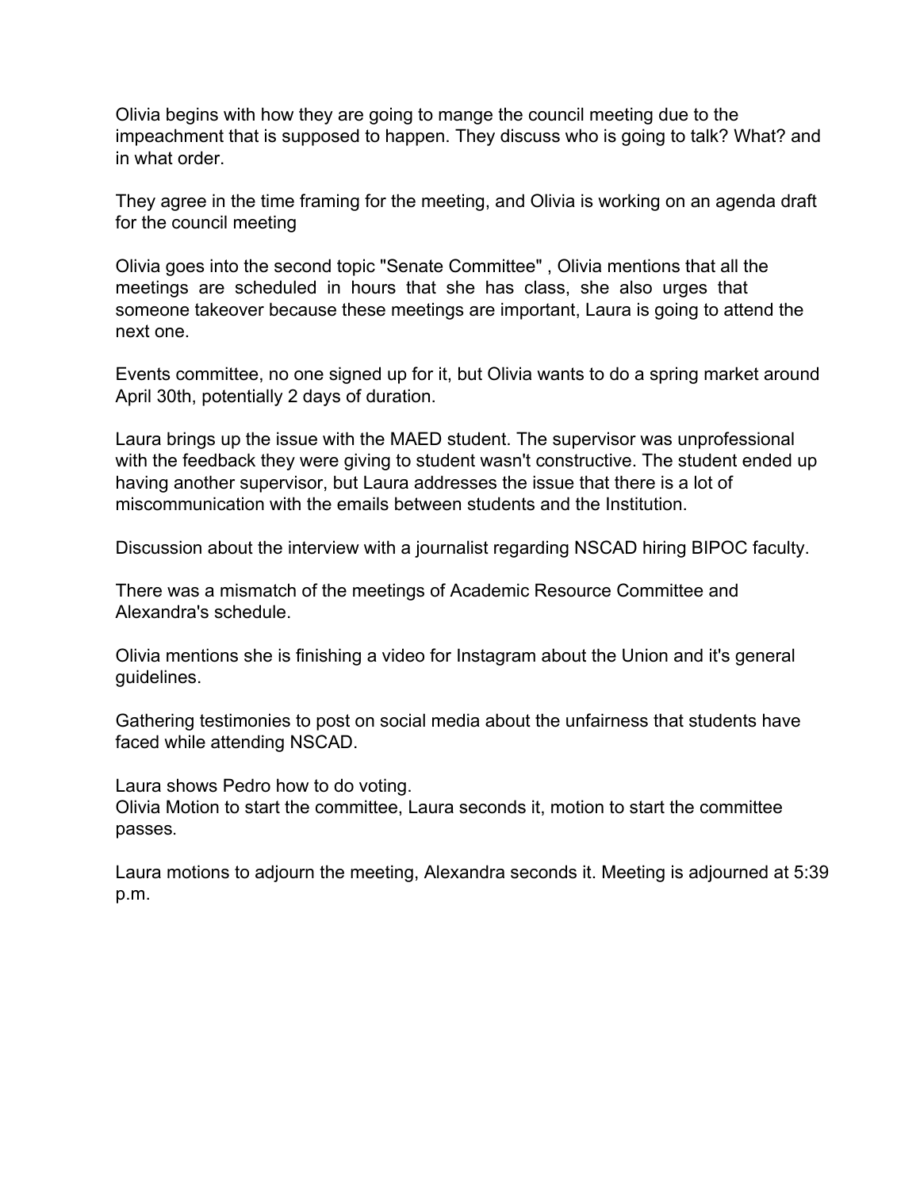Olivia begins with how they are going to mange the council meeting due to the impeachment that is supposed to happen. They discuss who is going to talk? What? and in what order.

They agree in the time framing for the meeting, and Olivia is working on an agenda draft for the council meeting

Olivia goes into the second topic "Senate Committee" , Olivia mentions that all the meetings are scheduled in hours that she has class, she also urges that someone takeover because these meetings are important, Laura is going to attend the next one.

Events committee, no one signed up for it, but Olivia wants to do a spring market around April 30th, potentially 2 days of duration.

Laura brings up the issue with the MAED student. The supervisor was unprofessional with the feedback they were giving to student wasn't constructive. The student ended up having another supervisor, but Laura addresses the issue that there is a lot of miscommunication with the emails between students and the Institution.

Discussion about the interview with a journalist regarding NSCAD hiring BIPOC faculty.

There was a mismatch of the meetings of Academic Resource Committee and Alexandra's schedule.

Olivia mentions she is finishing a video for Instagram about the Union and it's general guidelines.

Gathering testimonies to post on social media about the unfairness that students have faced while attending NSCAD.

Laura shows Pedro how to do voting.
Olivia Motion to start the committee, Laura seconds it, motion to start the committee passes.

Laura motions to adjourn the meeting, Alexandra seconds it. Meeting is adjourned at 5:39 p.m.